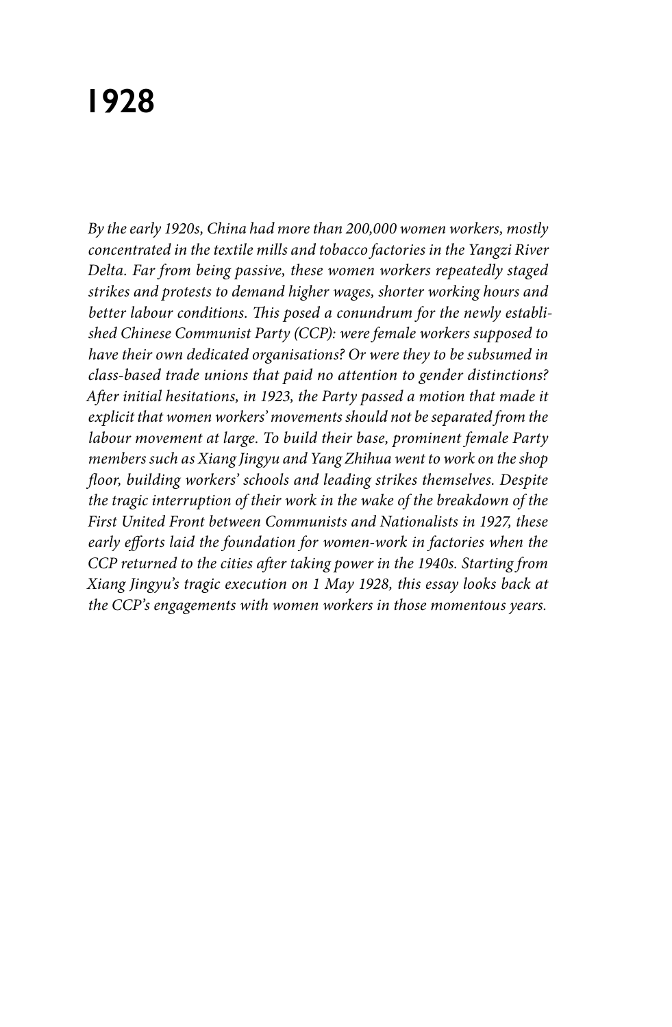# 1928

*By the early 1920s, China had more than 200,000 women workers, mostly concentrated in the textile mills and tobacco factories in the Yangzi River Delta. Far from being passive, these women workers repeatedly staged strikes and protests to demand higher wages, shorter working hours and better labour conditions. This posed a conundrum for the newly established Chinese Communist Party (CCP): were female workers supposed to have their own dedicated organisations? Or were they to be subsumed in class-based trade unions that paid no attention to gender distinctions? After initial hesitations, in 1923, the Party passed a motion that made it explicit that women workers' movements should not be separated from the labour movement at large. To build their base, prominent female Party members such as Xiang Jingyu and Yang Zhihua went to work on the shop floor, building workers' schools and leading strikes themselves. Despite the tragic interruption of their work in the wake of the breakdown of the First United Front between Communists and Nationalists in 1927, these early efforts laid the foundation for women-work in factories when the CCP returned to the cities after taking power in the 1940s. Starting from Xiang Jingyu's tragic execution on 1 May 1928, this essay looks back at the CCP's engagements with women workers in those momentous years.*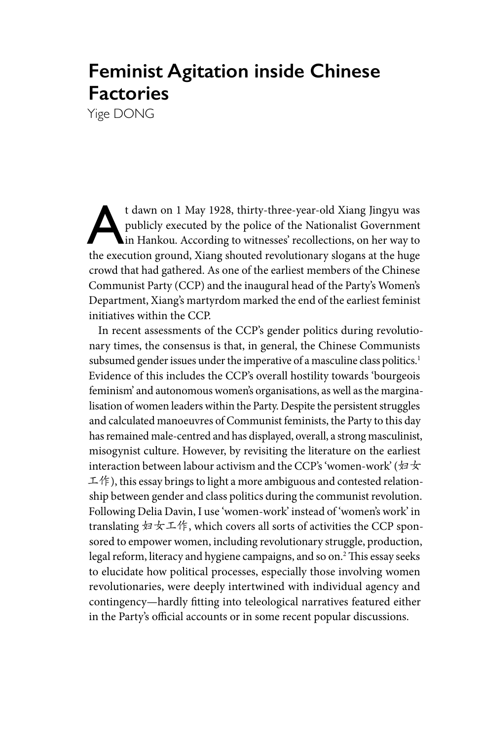# Feminist Agitation inside Chinese Factories

Yige DONG

At dawn on 1 May 1928, thirty-three-year-old Xiang Jingyu was publicly executed by the police of the Nationalist Government in Hankou. According to witnesses' recollections, on her way to the execution ground, Xiang shouted revolutionary slogans at the huge crowd that had gathered. As one of the earliest members of the Chinese Communist Party (CCP) and the inaugural head of the Party's Women's Department, Xiang's martyrdom marked the end of the earliest feminist initiatives within the CCP.

In recent assessments of the CCP's gender politics during revolutionary times, the consensus is that, in general, the Chinese Communists subsumed gender issues under the imperative of a masculine class politics.[1] Evidence of this includes the CCP's overall hostility towards 'bourgeois feminism' and autonomous women's organisations, as well as the marginalisation of women leaders within the Party. Despite the persistent struggles and calculated manoeuvres of Communist feminists, the Party to this day has remained male-centred and has displayed, overall, a strong masculinist, misogynist culture. However, by revisiting the literature on the earliest interaction between labour activism and the CCP's 'women-work' (妇女工作), this essay brings to light a more ambiguous and contested relationship between gender and class politics during the communist revolution. Following Delia Davin, I use 'women-work' instead of 'women's work' in translating 妇女工作, which covers all sorts of activities the CCP sponsored to empower women, including revolutionary struggle, production, legal reform, literacy and hygiene campaigns, and so on.[2] This essay seeks to elucidate how political processes, especially those involving women revolutionaries, were deeply intertwined with individual agency and contingency—hardly fitting into teleological narratives featured either in the Party's official accounts or in some recent popular discussions.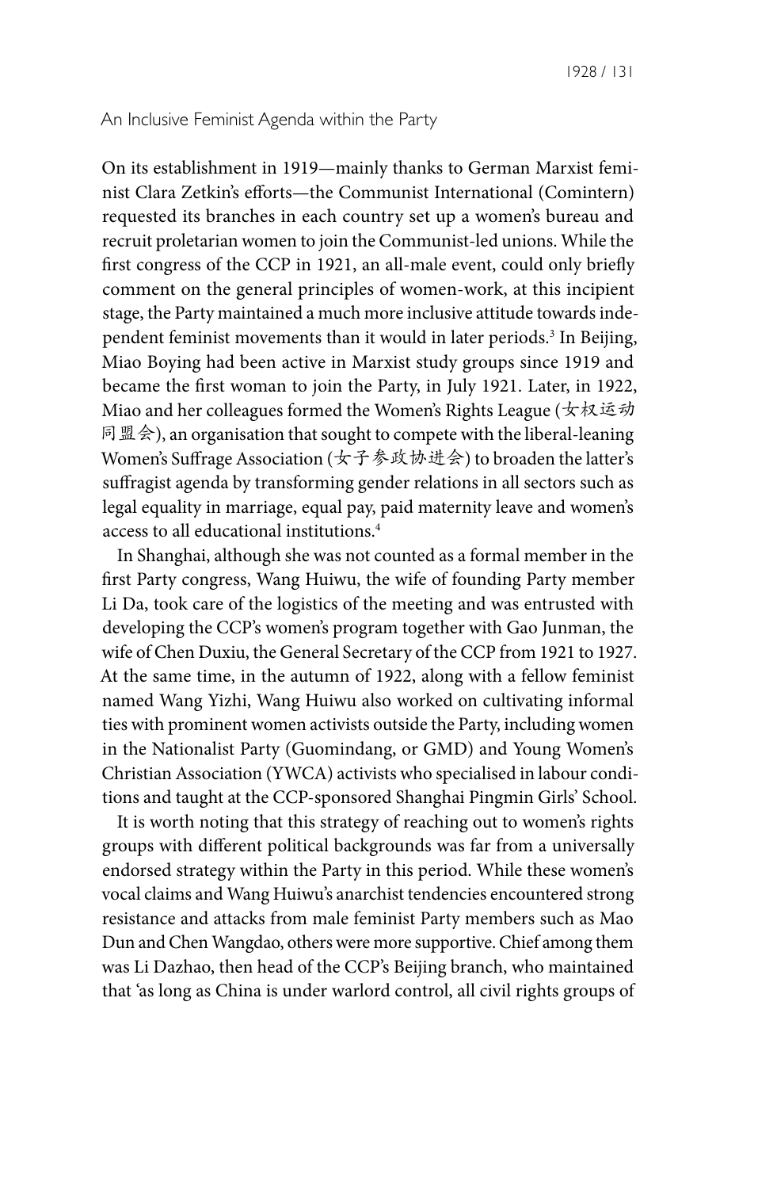## An Inclusive Feminist Agenda within the Party

On its establishment in 1919—mainly thanks to German Marxist feminist Clara Zetkin's efforts—the Communist International (Comintern) requested its branches in each country set up a women's bureau and recruit proletarian women to join the Communist-led unions. While the first congress of the CCP in 1921, an all-male event, could only briefly comment on the general principles of women-work, at this incipient stage, the Party maintained a much more inclusive attitude towards independent feminist movements than it would in later periods.[3] In Beijing, Miao Boying had been active in Marxist study groups since 1919 and became the first woman to join the Party, in July 1921. Later, in 1922, Miao and her colleagues formed the Women's Rights League (女权运动同盟会), an organisation that sought to compete with the liberal-leaning Women's Suffrage Association (女子参政协进会) to broaden the latter's suffragist agenda by transforming gender relations in all sectors such as legal equality in marriage, equal pay, paid maternity leave and women's access to all educational institutions.[4]

In Shanghai, although she was not counted as a formal member in the first Party congress, Wang Huiwu, the wife of founding Party member Li Da, took care of the logistics of the meeting and was entrusted with developing the CCP's women's program together with Gao Junman, the wife of Chen Duxiu, the General Secretary of the CCP from 1921 to 1927. At the same time, in the autumn of 1922, along with a fellow feminist named Wang Yizhi, Wang Huiwu also worked on cultivating informal ties with prominent women activists outside the Party, including women in the Nationalist Party (Guomindang, or GMD) and Young Women's Christian Association (YWCA) activists who specialised in labour conditions and taught at the CCP-sponsored Shanghai Pingmin Girls' School.

It is worth noting that this strategy of reaching out to women's rights groups with different political backgrounds was far from a universally endorsed strategy within the Party in this period. While these women's vocal claims and Wang Huiwu's anarchist tendencies encountered strong resistance and attacks from male feminist Party members such as Mao Dun and Chen Wangdao, others were more supportive. Chief among them was Li Dazhao, then head of the CCP's Beijing branch, who maintained that 'as long as China is under warlord control, all civil rights groups of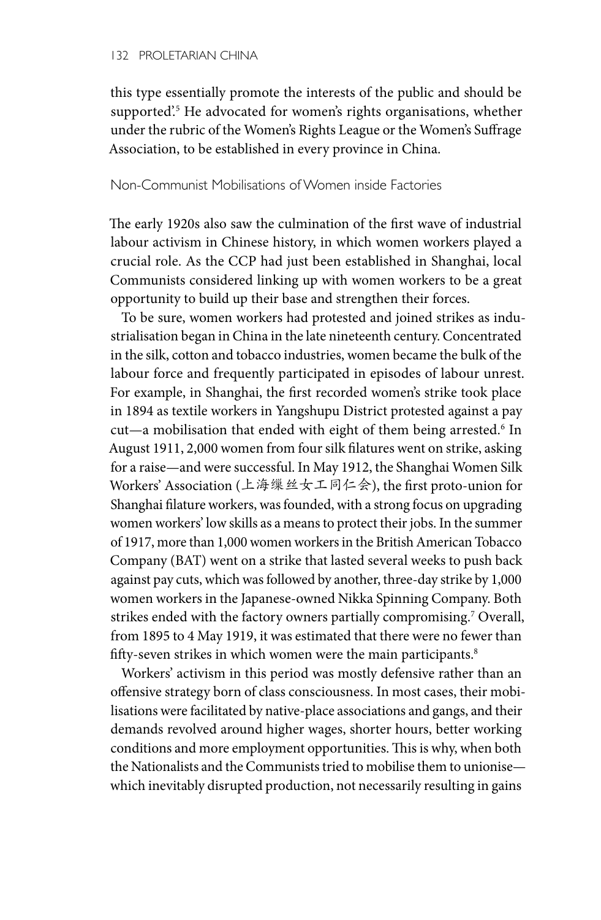this type essentially promote the interests of the public and should be supported'.[5] He advocated for women's rights organisations, whether under the rubric of the Women's Rights League or the Women's Suffrage Association, to be established in every province in China.

## Non-Communist Mobilisations of Women inside Factories

The early 1920s also saw the culmination of the first wave of industrial labour activism in Chinese history, in which women workers played a crucial role. As the CCP had just been established in Shanghai, local Communists considered linking up with women workers to be a great opportunity to build up their base and strengthen their forces.

To be sure, women workers had protested and joined strikes as industrialisation began in China in the late nineteenth century. Concentrated in the silk, cotton and tobacco industries, women became the bulk of the labour force and frequently participated in episodes of labour unrest. For example, in Shanghai, the first recorded women's strike took place in 1894 as textile workers in Yangshupu District protested against a pay cut—a mobilisation that ended with eight of them being arrested.[6] In August 1911, 2,000 women from four silk filatures went on strike, asking for a raise—and were successful. In May 1912, the Shanghai Women Silk Workers' Association (上海缫丝女工同仁会), the first proto-union for Shanghai filature workers, was founded, with a strong focus on upgrading women workers' low skills as a means to protect their jobs. In the summer of 1917, more than 1,000 women workers in the British American Tobacco Company (BAT) went on a strike that lasted several weeks to push back against pay cuts, which was followed by another, three-day strike by 1,000 women workers in the Japanese-owned Nikka Spinning Company. Both strikes ended with the factory owners partially compromising.[7] Overall, from 1895 to 4 May 1919, it was estimated that there were no fewer than fifty-seven strikes in which women were the main participants.[8]

Workers' activism in this period was mostly defensive rather than an offensive strategy born of class consciousness. In most cases, their mobilisations were facilitated by native-place associations and gangs, and their demands revolved around higher wages, shorter hours, better working conditions and more employment opportunities. This is why, when both the Nationalists and the Communists tried to mobilise them to unionise—which inevitably disrupted production, not necessarily resulting in gains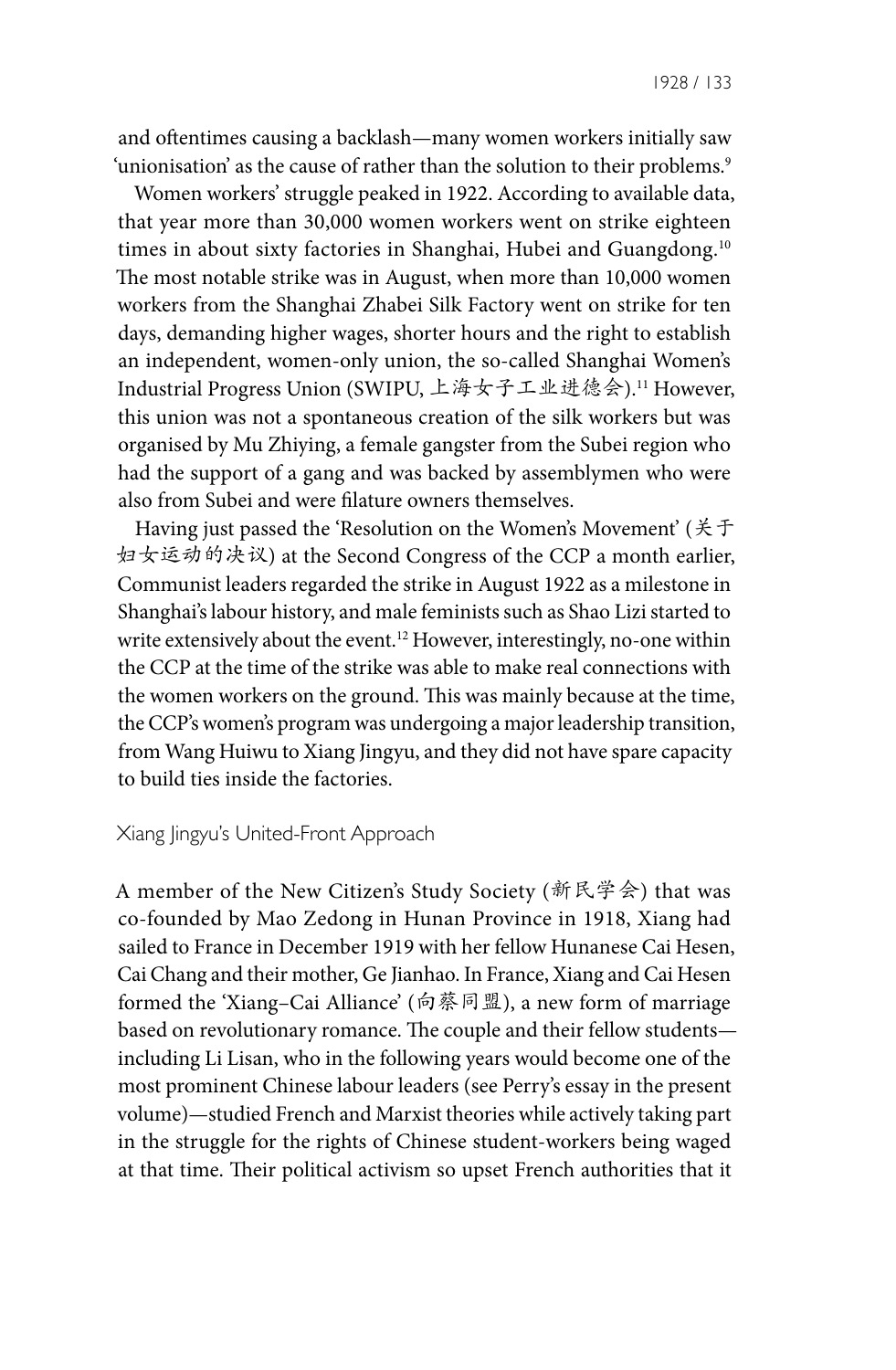and oftentimes causing a backlash—many women workers initially saw 'unionisation' as the cause of rather than the solution to their problems.[9]

Women workers' struggle peaked in 1922. According to available data, that year more than 30,000 women workers went on strike eighteen times in about sixty factories in Shanghai, Hubei and Guangdong.[10] The most notable strike was in August, when more than 10,000 women workers from the Shanghai Zhabei Silk Factory went on strike for ten days, demanding higher wages, shorter hours and the right to establish an independent, women-only union, the so-called Shanghai Women's Industrial Progress Union (SWIPU, 上海女子工业进德会).[11] However, this union was not a spontaneous creation of the silk workers but was organised by Mu Zhiying, a female gangster from the Subei region who had the support of a gang and was backed by assemblymen who were also from Subei and were filature owners themselves.

Having just passed the 'Resolution on the Women's Movement' (关于妇女运动的决议) at the Second Congress of the CCP a month earlier, Communist leaders regarded the strike in August 1922 as a milestone in Shanghai's labour history, and male feminists such as Shao Lizi started to write extensively about the event.[12] However, interestingly, no-one within the CCP at the time of the strike was able to make real connections with the women workers on the ground. This was mainly because at the time, the CCP's women's program was undergoing a major leadership transition, from Wang Huiwu to Xiang Jingyu, and they did not have spare capacity to build ties inside the factories.

## Xiang Jingyu's United-Front Approach

A member of the New Citizen's Study Society (新民学会) that was co-founded by Mao Zedong in Hunan Province in 1918, Xiang had sailed to France in December 1919 with her fellow Hunanese Cai Hesen, Cai Chang and their mother, Ge Jianhao. In France, Xiang and Cai Hesen formed the 'Xiang–Cai Alliance' (向蔡同盟), a new form of marriage based on revolutionary romance. The couple and their fellow students—including Li Lisan, who in the following years would become one of the most prominent Chinese labour leaders (see Perry's essay in the present volume)—studied French and Marxist theories while actively taking part in the struggle for the rights of Chinese student-workers being waged at that time. Their political activism so upset French authorities that it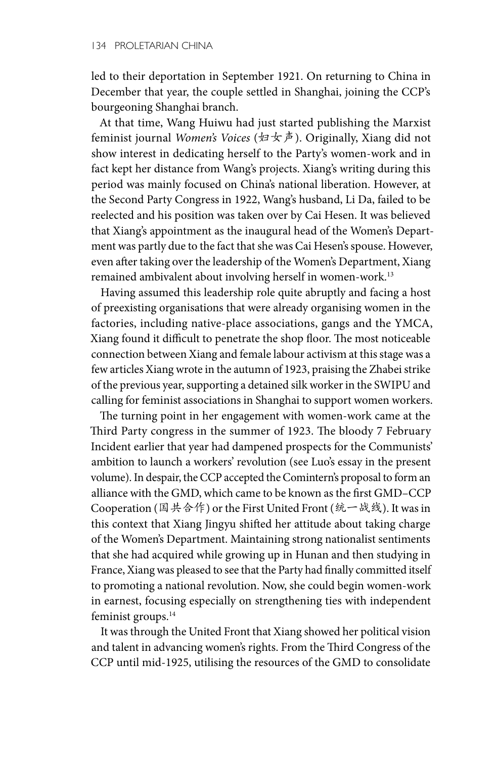led to their deportation in September 1921. On returning to China in December that year, the couple settled in Shanghai, joining the CCP's bourgeoning Shanghai branch.

At that time, Wang Huiwu had just started publishing the Marxist feminist journal *Women's Voices* (妇女声). Originally, Xiang did not show interest in dedicating herself to the Party's women-work and in fact kept her distance from Wang's projects. Xiang's writing during this period was mainly focused on China's national liberation. However, at the Second Party Congress in 1922, Wang's husband, Li Da, failed to be reelected and his position was taken over by Cai Hesen. It was believed that Xiang's appointment as the inaugural head of the Women's Department was partly due to the fact that she was Cai Hesen's spouse. However, even after taking over the leadership of the Women's Department, Xiang remained ambivalent about involving herself in women-work.[13]

Having assumed this leadership role quite abruptly and facing a host of preexisting organisations that were already organising women in the factories, including native-place associations, gangs and the YMCA, Xiang found it difficult to penetrate the shop floor. The most noticeable connection between Xiang and female labour activism at this stage was a few articles Xiang wrote in the autumn of 1923, praising the Zhabei strike of the previous year, supporting a detained silk worker in the SWIPU and calling for feminist associations in Shanghai to support women workers.

The turning point in her engagement with women-work came at the Third Party congress in the summer of 1923. The bloody 7 February Incident earlier that year had dampened prospects for the Communists' ambition to launch a workers' revolution (see Luo's essay in the present volume). In despair, the CCP accepted the Comintern's proposal to form an alliance with the GMD, which came to be known as the first GMD–CCP Cooperation (国共合作) or the First United Front (统一战线). It was in this context that Xiang Jingyu shifted her attitude about taking charge of the Women's Department. Maintaining strong nationalist sentiments that she had acquired while growing up in Hunan and then studying in France, Xiang was pleased to see that the Party had finally committed itself to promoting a national revolution. Now, she could begin women-work in earnest, focusing especially on strengthening ties with independent feminist groups.[14]

It was through the United Front that Xiang showed her political vision and talent in advancing women's rights. From the Third Congress of the CCP until mid-1925, utilising the resources of the GMD to consolidate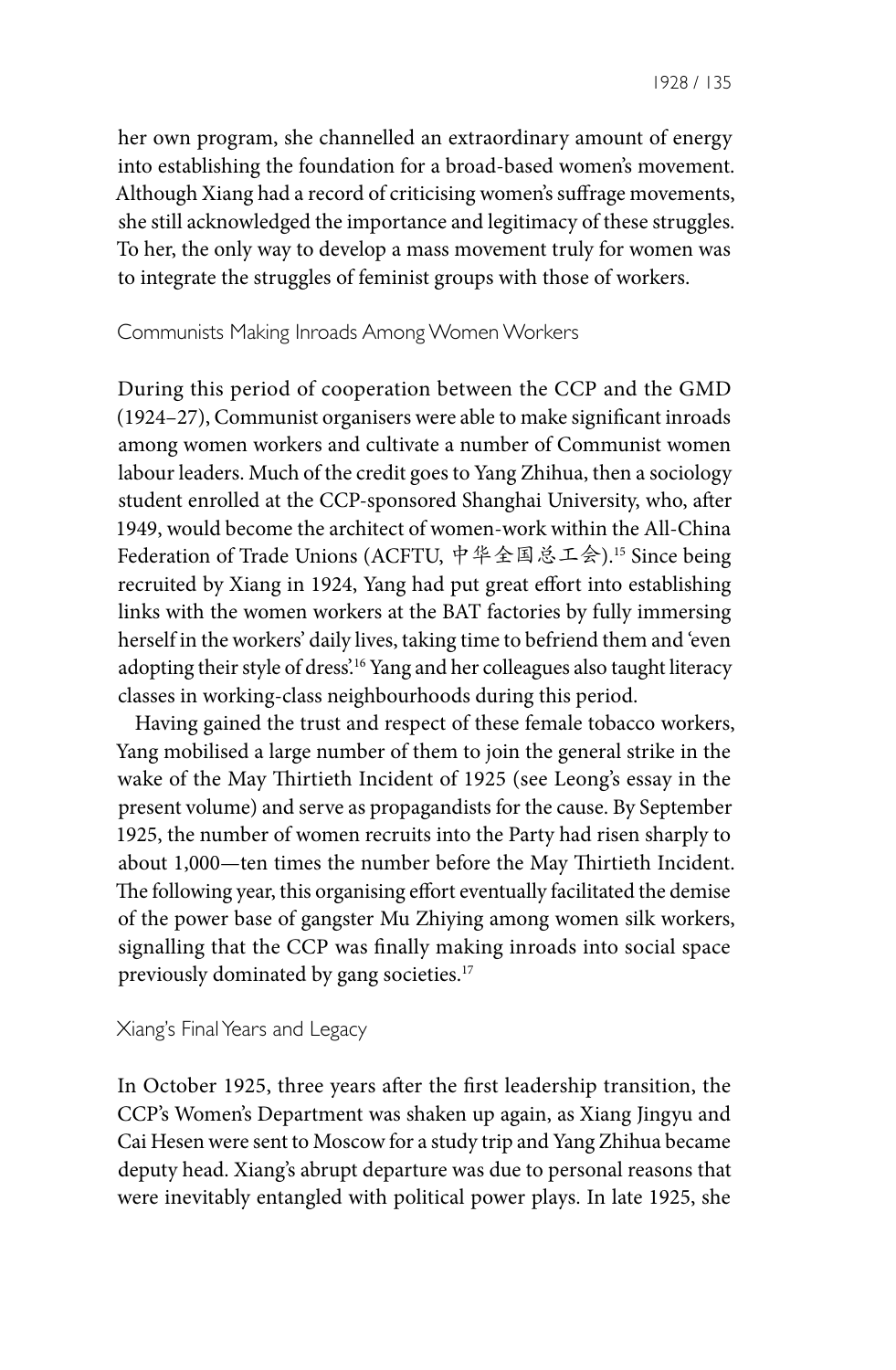her own program, she channelled an extraordinary amount of energy into establishing the foundation for a broad-based women's movement. Although Xiang had a record of criticising women's suffrage movements, she still acknowledged the importance and legitimacy of these struggles. To her, the only way to develop a mass movement truly for women was to integrate the struggles of feminist groups with those of workers.

## Communists Making Inroads Among Women Workers

During this period of cooperation between the CCP and the GMD (1924–27), Communist organisers were able to make significant inroads among women workers and cultivate a number of Communist women labour leaders. Much of the credit goes to Yang Zhihua, then a sociology student enrolled at the CCP-sponsored Shanghai University, who, after 1949, would become the architect of women-work within the All-China Federation of Trade Unions (ACFTU, 中华全国总工会).[15] Since being recruited by Xiang in 1924, Yang had put great effort into establishing links with the women workers at the BAT factories by fully immersing herself in the workers' daily lives, taking time to befriend them and 'even adopting their style of dress'.[16] Yang and her colleagues also taught literacy classes in working-class neighbourhoods during this period.

Having gained the trust and respect of these female tobacco workers, Yang mobilised a large number of them to join the general strike in the wake of the May Thirtieth Incident of 1925 (see Leong's essay in the present volume) and serve as propagandists for the cause. By September 1925, the number of women recruits into the Party had risen sharply to about 1,000—ten times the number before the May Thirtieth Incident. The following year, this organising effort eventually facilitated the demise of the power base of gangster Mu Zhiying among women silk workers, signalling that the CCP was finally making inroads into social space previously dominated by gang societies.[17]

## Xiang's Final Years and Legacy

In October 1925, three years after the first leadership transition, the CCP's Women's Department was shaken up again, as Xiang Jingyu and Cai Hesen were sent to Moscow for a study trip and Yang Zhihua became deputy head. Xiang's abrupt departure was due to personal reasons that were inevitably entangled with political power plays. In late 1925, she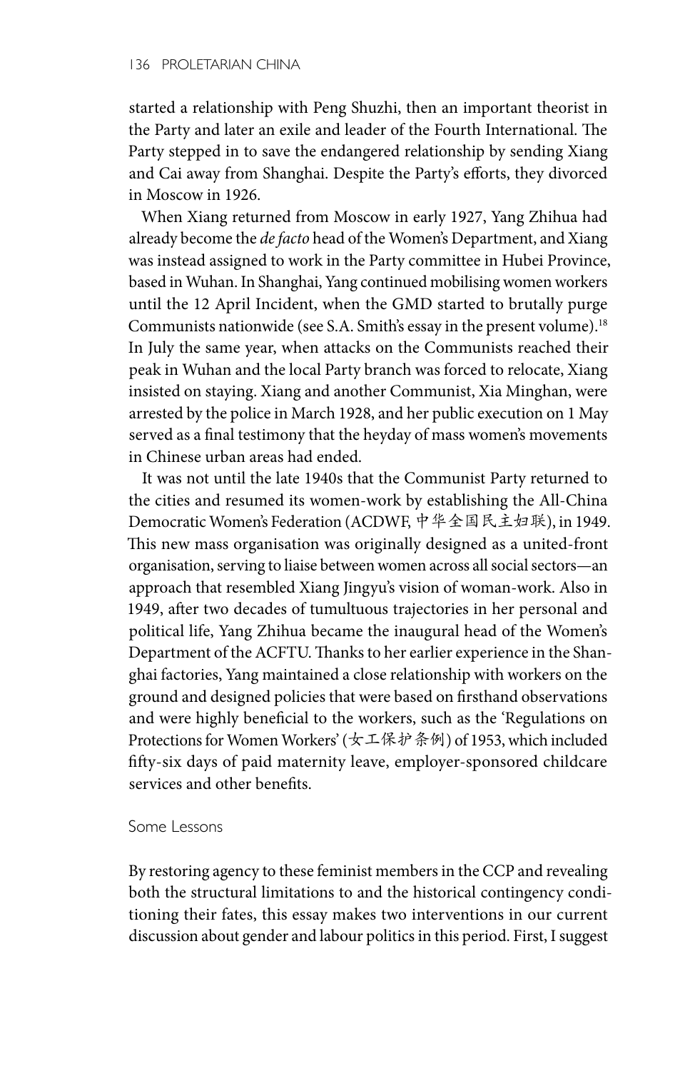started a relationship with Peng Shuzhi, then an important theorist in the Party and later an exile and leader of the Fourth International. The Party stepped in to save the endangered relationship by sending Xiang and Cai away from Shanghai. Despite the Party's efforts, they divorced in Moscow in 1926.

When Xiang returned from Moscow in early 1927, Yang Zhihua had already become the *de facto* head of the Women's Department, and Xiang was instead assigned to work in the Party committee in Hubei Province, based in Wuhan. In Shanghai, Yang continued mobilising women workers until the 12 April Incident, when the GMD started to brutally purge Communists nationwide (see S.A. Smith's essay in the present volume).[18] In July the same year, when attacks on the Communists reached their peak in Wuhan and the local Party branch was forced to relocate, Xiang insisted on staying. Xiang and another Communist, Xia Minghan, were arrested by the police in March 1928, and her public execution on 1 May served as a final testimony that the heyday of mass women's movements in Chinese urban areas had ended.

It was not until the late 1940s that the Communist Party returned to the cities and resumed its women-work by establishing the All-China Democratic Women's Federation (ACDWF, 中华全国民主妇联), in 1949. This new mass organisation was originally designed as a united-front organisation, serving to liaise between women across all social sectors—an approach that resembled Xiang Jingyu's vision of woman-work. Also in 1949, after two decades of tumultuous trajectories in her personal and political life, Yang Zhihua became the inaugural head of the Women's Department of the ACFTU. Thanks to her earlier experience in the Shanghai factories, Yang maintained a close relationship with workers on the ground and designed policies that were based on firsthand observations and were highly beneficial to the workers, such as the 'Regulations on Protections for Women Workers' (女工保护条例) of 1953, which included fifty-six days of paid maternity leave, employer-sponsored childcare services and other benefits.

## Some Lessons

By restoring agency to these feminist members in the CCP and revealing both the structural limitations to and the historical contingency conditioning their fates, this essay makes two interventions in our current discussion about gender and labour politics in this period. First, I suggest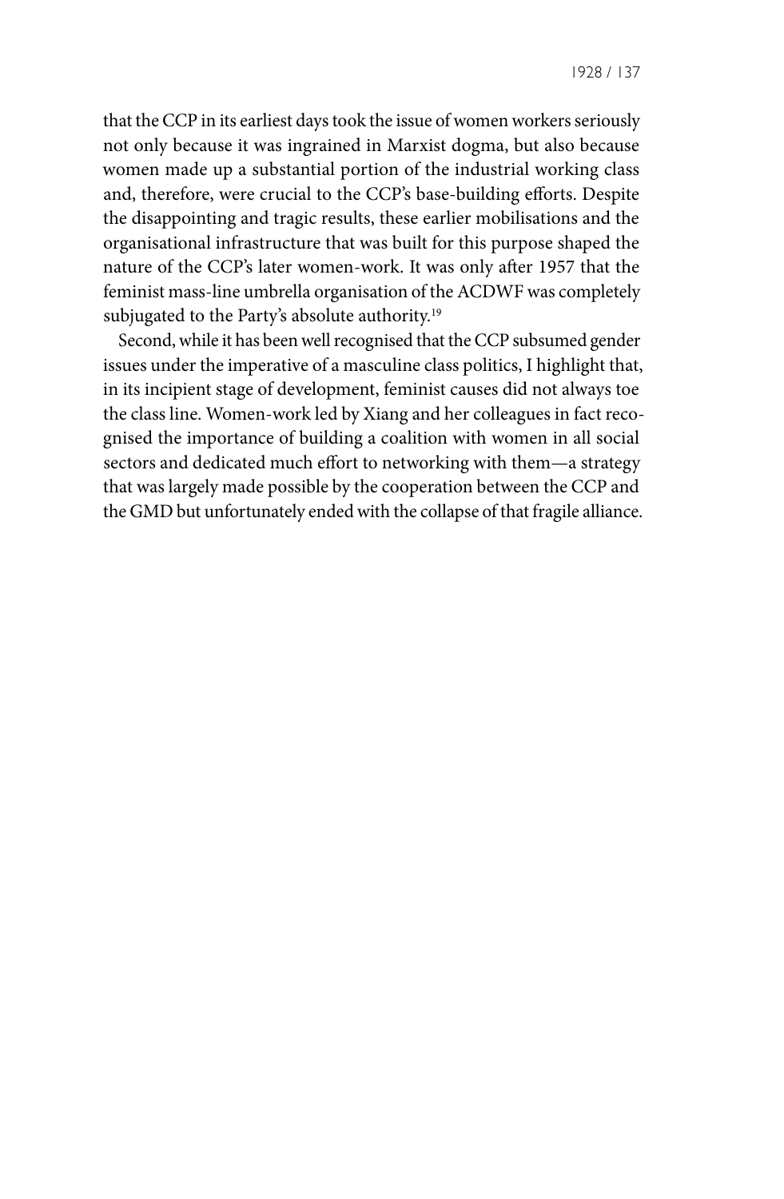that the CCP in its earliest days took the issue of women workers seriously not only because it was ingrained in Marxist dogma, but also because women made up a substantial portion of the industrial working class and, therefore, were crucial to the CCP's base-building efforts. Despite the disappointing and tragic results, these earlier mobilisations and the organisational infrastructure that was built for this purpose shaped the nature of the CCP's later women-work. It was only after 1957 that the feminist mass-line umbrella organisation of the ACDWF was completely subjugated to the Party's absolute authority.[19]

Second, while it has been well recognised that the CCP subsumed gender issues under the imperative of a masculine class politics, I highlight that, in its incipient stage of development, feminist causes did not always toe the class line. Women-work led by Xiang and her colleagues in fact recognised the importance of building a coalition with women in all social sectors and dedicated much effort to networking with them—a strategy that was largely made possible by the cooperation between the CCP and the GMD but unfortunately ended with the collapse of that fragile alliance.